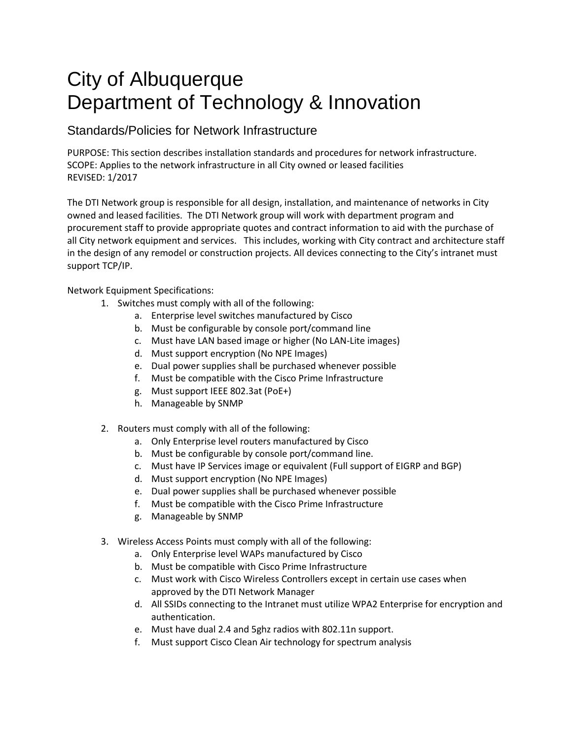# City of Albuquerque
# Department of Technology & Innovation

## Standards/Policies for Network Infrastructure

PURPOSE: This section describes installation standards and procedures for network infrastructure.
SCOPE: Applies to the network infrastructure in all City owned or leased facilities
REVISED: 1/2017

The DTI Network group is responsible for all design, installation, and maintenance of networks in City owned and leased facilities. The DTI Network group will work with department program and procurement staff to provide appropriate quotes and contract information to aid with the purchase of all City network equipment and services. This includes, working with City contract and architecture staff in the design of any remodel or construction projects. All devices connecting to the City's intranet must support TCP/IP.

Network Equipment Specifications:

1. Switches must comply with all of the following:
   a. Enterprise level switches manufactured by Cisco
   b. Must be configurable by console port/command line
   c. Must have LAN based image or higher (No LAN-Lite images)
   d. Must support encryption (No NPE Images)
   e. Dual power supplies shall be purchased whenever possible
   f. Must be compatible with the Cisco Prime Infrastructure
   g. Must support IEEE 802.3at (PoE+)
   h. Manageable by SNMP

2. Routers must comply with all of the following:
   a. Only Enterprise level routers manufactured by Cisco
   b. Must be configurable by console port/command line.
   c. Must have IP Services image or equivalent (Full support of EIGRP and BGP)
   d. Must support encryption (No NPE Images)
   e. Dual power supplies shall be purchased whenever possible
   f. Must be compatible with the Cisco Prime Infrastructure
   g. Manageable by SNMP

3. Wireless Access Points must comply with all of the following:
   a. Only Enterprise level WAPs manufactured by Cisco
   b. Must be compatible with Cisco Prime Infrastructure
   c. Must work with Cisco Wireless Controllers except in certain use cases when approved by the DTI Network Manager
   d. All SSIDs connecting to the Intranet must utilize WPA2 Enterprise for encryption and authentication.
   e. Must have dual 2.4 and 5ghz radios with 802.11n support.
   f. Must support Cisco Clean Air technology for spectrum analysis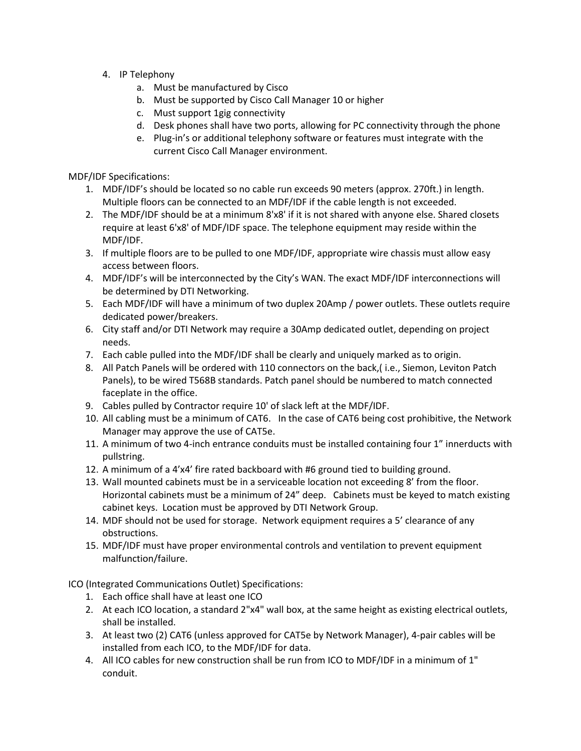4. IP Telephony
    a. Must be manufactured by Cisco
    b. Must be supported by Cisco Call Manager 10 or higher
    c. Must support 1gig connectivity
    d. Desk phones shall have two ports, allowing for PC connectivity through the phone
    e. Plug-in's or additional telephony software or features must integrate with the current Cisco Call Manager environment.

MDF/IDF Specifications:

1. MDF/IDF's should be located so no cable run exceeds 90 meters (approx. 270ft.) in length. Multiple floors can be connected to an MDF/IDF if the cable length is not exceeded.
2. The MDF/IDF should be at a minimum 8'x8' if it is not shared with anyone else. Shared closets require at least 6'x8' of MDF/IDF space. The telephone equipment may reside within the MDF/IDF.
3. If multiple floors are to be pulled to one MDF/IDF, appropriate wire chassis must allow easy access between floors.
4. MDF/IDF's will be interconnected by the City's WAN. The exact MDF/IDF interconnections will be determined by DTI Networking.
5. Each MDF/IDF will have a minimum of two duplex 20Amp / power outlets. These outlets require dedicated power/breakers.
6. City staff and/or DTI Network may require a 30Amp dedicated outlet, depending on project needs.
7. Each cable pulled into the MDF/IDF shall be clearly and uniquely marked as to origin.
8. All Patch Panels will be ordered with 110 connectors on the back,( i.e., Siemon, Leviton Patch Panels), to be wired T568B standards. Patch panel should be numbered to match connected faceplate in the office.
9. Cables pulled by Contractor require 10' of slack left at the MDF/IDF.
10. All cabling must be a minimum of CAT6. In the case of CAT6 being cost prohibitive, the Network Manager may approve the use of CAT5e.
11. A minimum of two 4-inch entrance conduits must be installed containing four 1" innerducts with pullstring.
12. A minimum of a 4'x4' fire rated backboard with #6 ground tied to building ground.
13. Wall mounted cabinets must be in a serviceable location not exceeding 8' from the floor. Horizontal cabinets must be a minimum of 24" deep. Cabinets must be keyed to match existing cabinet keys. Location must be approved by DTI Network Group.
14. MDF should not be used for storage. Network equipment requires a 5' clearance of any obstructions.
15. MDF/IDF must have proper environmental controls and ventilation to prevent equipment malfunction/failure.

ICO (Integrated Communications Outlet) Specifications:

1. Each office shall have at least one ICO
2. At each ICO location, a standard 2"x4" wall box, at the same height as existing electrical outlets, shall be installed.
3. At least two (2) CAT6 (unless approved for CAT5e by Network Manager), 4-pair cables will be installed from each ICO, to the MDF/IDF for data.
4. All ICO cables for new construction shall be run from ICO to MDF/IDF in a minimum of 1" conduit.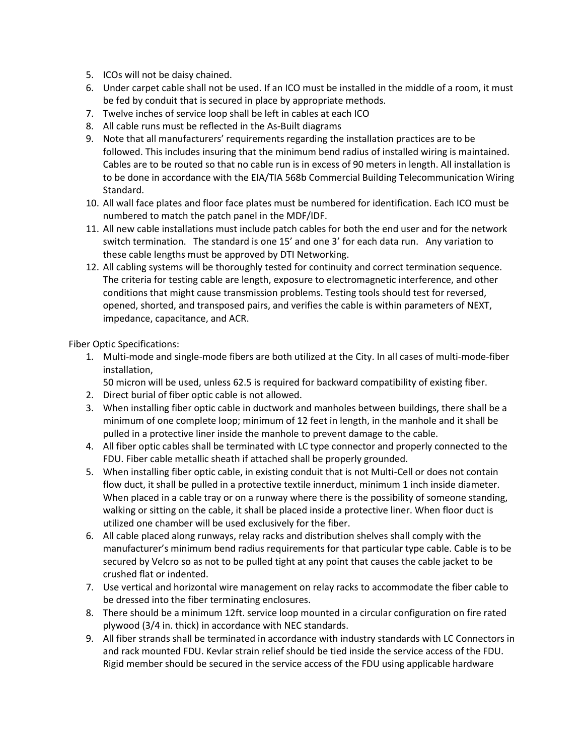5. ICOs will not be daisy chained.
6. Under carpet cable shall not be used. If an ICO must be installed in the middle of a room, it must be fed by conduit that is secured in place by appropriate methods.
7. Twelve inches of service loop shall be left in cables at each ICO
8. All cable runs must be reflected in the As-Built diagrams
9. Note that all manufacturers' requirements regarding the installation practices are to be followed. This includes insuring that the minimum bend radius of installed wiring is maintained. Cables are to be routed so that no cable run is in excess of 90 meters in length. All installation is to be done in accordance with the EIA/TIA 568b Commercial Building Telecommunication Wiring Standard.
10. All wall face plates and floor face plates must be numbered for identification. Each ICO must be numbered to match the patch panel in the MDF/IDF.
11. All new cable installations must include patch cables for both the end user and for the network switch termination. The standard is one 15' and one 3' for each data run. Any variation to these cable lengths must be approved by DTI Networking.
12. All cabling systems will be thoroughly tested for continuity and correct termination sequence. The criteria for testing cable are length, exposure to electromagnetic interference, and other conditions that might cause transmission problems. Testing tools should test for reversed, opened, shorted, and transposed pairs, and verifies the cable is within parameters of NEXT, impedance, capacitance, and ACR.

Fiber Optic Specifications:

1. Multi-mode and single-mode fibers are both utilized at the City. In all cases of multi-mode-fiber installation,
   50 micron will be used, unless 62.5 is required for backward compatibility of existing fiber.
2. Direct burial of fiber optic cable is not allowed.
3. When installing fiber optic cable in ductwork and manholes between buildings, there shall be a minimum of one complete loop; minimum of 12 feet in length, in the manhole and it shall be pulled in a protective liner inside the manhole to prevent damage to the cable.
4. All fiber optic cables shall be terminated with LC type connector and properly connected to the FDU. Fiber cable metallic sheath if attached shall be properly grounded.
5. When installing fiber optic cable, in existing conduit that is not Multi-Cell or does not contain flow duct, it shall be pulled in a protective textile innerduct, minimum 1 inch inside diameter. When placed in a cable tray or on a runway where there is the possibility of someone standing, walking or sitting on the cable, it shall be placed inside a protective liner. When floor duct is utilized one chamber will be used exclusively for the fiber.
6. All cable placed along runways, relay racks and distribution shelves shall comply with the manufacturer's minimum bend radius requirements for that particular type cable. Cable is to be secured by Velcro so as not to be pulled tight at any point that causes the cable jacket to be crushed flat or indented.
7. Use vertical and horizontal wire management on relay racks to accommodate the fiber cable to be dressed into the fiber terminating enclosures.
8. There should be a minimum 12ft. service loop mounted in a circular configuration on fire rated plywood (3/4 in. thick) in accordance with NEC standards.
9. All fiber strands shall be terminated in accordance with industry standards with LC Connectors in and rack mounted FDU. Kevlar strain relief should be tied inside the service access of the FDU. Rigid member should be secured in the service access of the FDU using applicable hardware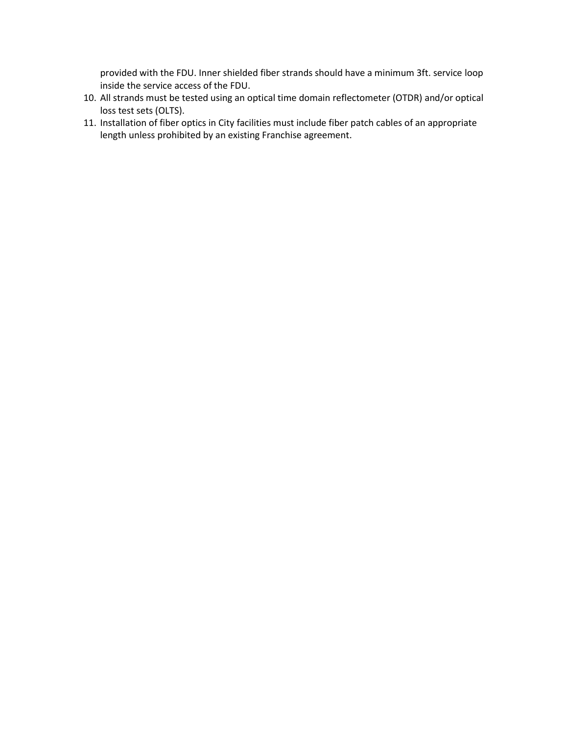provided with the FDU. Inner shielded fiber strands should have a minimum 3ft. service loop inside the service access of the FDU.

10. All strands must be tested using an optical time domain reflectometer (OTDR) and/or optical loss test sets (OLTS).
11. Installation of fiber optics in City facilities must include fiber patch cables of an appropriate length unless prohibited by an existing Franchise agreement.